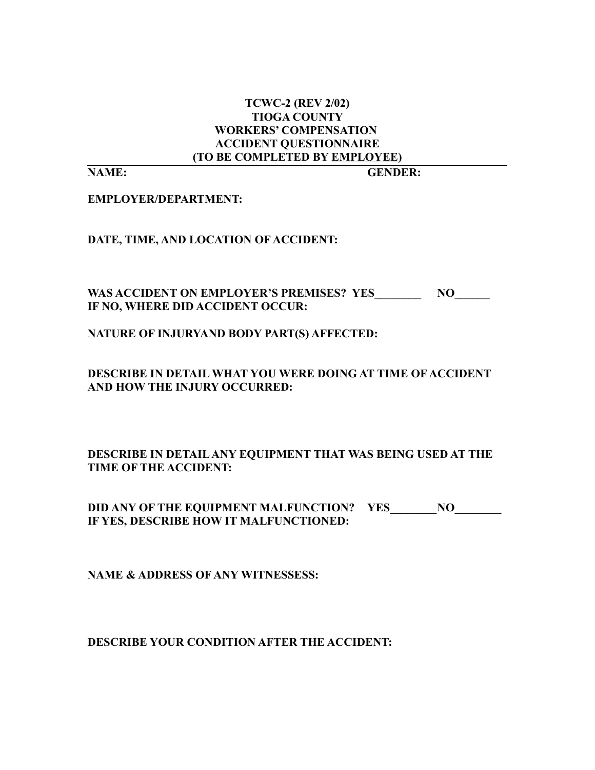**TCWC-2 (REV 2/02)**
**TIOGA COUNTY**
**WORKERS' COMPENSATION**
**ACCIDENT QUESTIONNAIRE**
**(TO BE COMPLETED BY EMPLOYEE)**

**NAME:** **GENDER:**

**EMPLOYER/DEPARTMENT:**

**DATE, TIME, AND LOCATION OF ACCIDENT:**

**WAS ACCIDENT ON EMPLOYER'S PREMISES? YES________ NO______**
**IF NO, WHERE DID ACCIDENT OCCUR:**

**NATURE OF INJURYAND BODY PART(S) AFFECTED:**

**DESCRIBE IN DETAIL WHAT YOU WERE DOING AT TIME OF ACCIDENT AND HOW THE INJURY OCCURRED:**

**DESCRIBE IN DETAIL ANY EQUIPMENT THAT WAS BEING USED AT THE TIME OF THE ACCIDENT:**

**DID ANY OF THE EQUIPMENT MALFUNCTION? YES________NO________**
**IF YES, DESCRIBE HOW IT MALFUNCTIONED:**

**NAME & ADDRESS OF ANY WITNESSESS:**

**DESCRIBE YOUR CONDITION AFTER THE ACCIDENT:**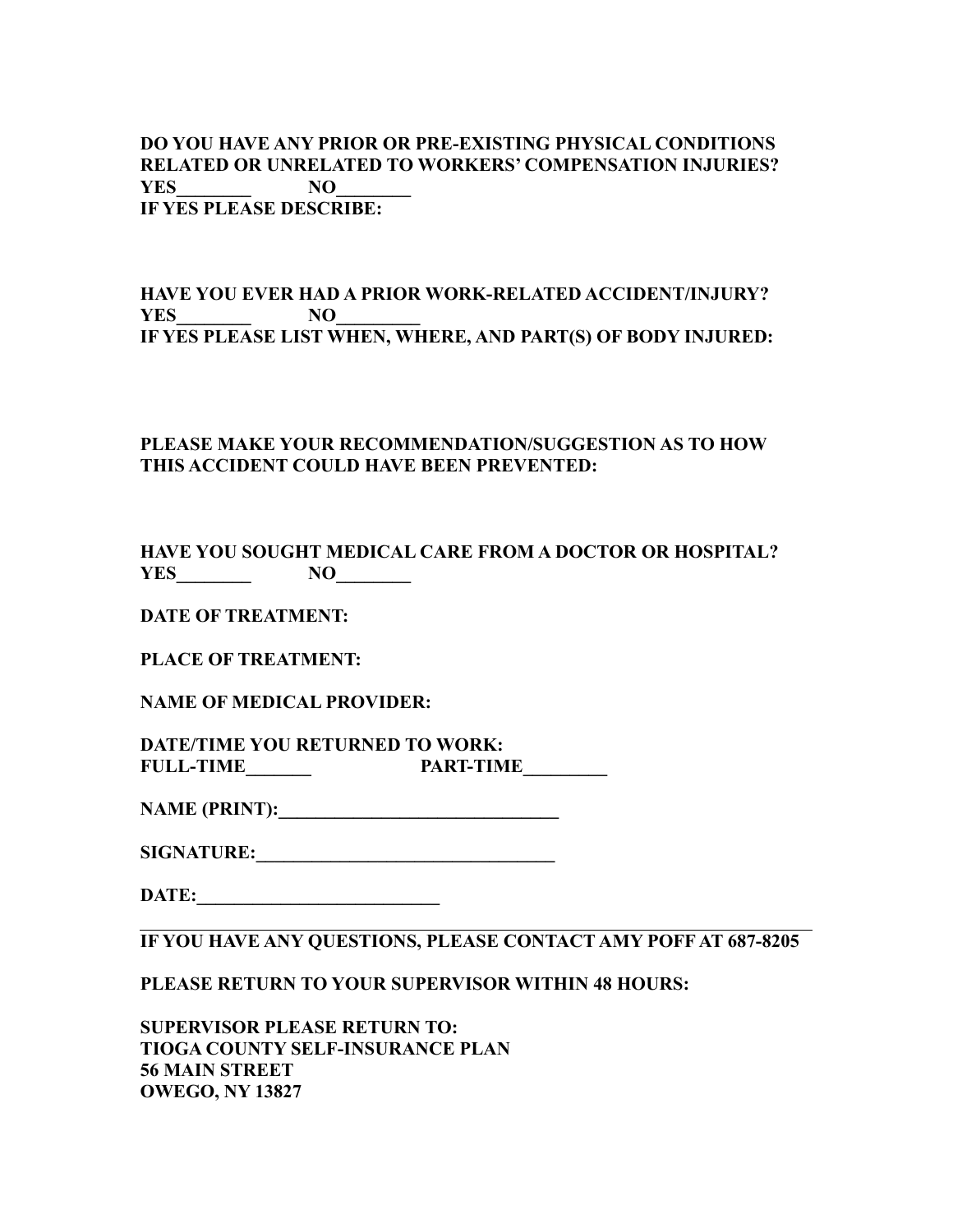**DO YOU HAVE ANY PRIOR OR PRE-EXISTING PHYSICAL CONDITIONS RELATED OR UNRELATED TO WORKERS' COMPENSATION INJURIES?**
**YES________ NO________**
**IF YES PLEASE DESCRIBE:**

**HAVE YOU EVER HAD A PRIOR WORK-RELATED ACCIDENT/INJURY?**
**YES________ NO_________**
**IF YES PLEASE LIST WHEN, WHERE, AND PART(S) OF BODY INJURED:**

**PLEASE MAKE YOUR RECOMMENDATION/SUGGESTION AS TO HOW THIS ACCIDENT COULD HAVE BEEN PREVENTED:**

**HAVE YOU SOUGHT MEDICAL CARE FROM A DOCTOR OR HOSPITAL?**
**YES________ NO________**

**DATE OF TREATMENT:**

**PLACE OF TREATMENT:**

**NAME OF MEDICAL PROVIDER:**

**DATE/TIME YOU RETURNED TO WORK:**
**FULL-TIME_______ PART-TIME_________**

**NAME (PRINT):______________________________**

**SIGNATURE:________________________________**

**DATE:__________________________**

---

**IF YOU HAVE ANY QUESTIONS, PLEASE CONTACT AMY POFF AT 687-8205**

**PLEASE RETURN TO YOUR SUPERVISOR WITHIN 48 HOURS:**

**SUPERVISOR PLEASE RETURN TO:**
**TIOGA COUNTY SELF-INSURANCE PLAN**
**56 MAIN STREET**
**OWEGO, NY 13827**